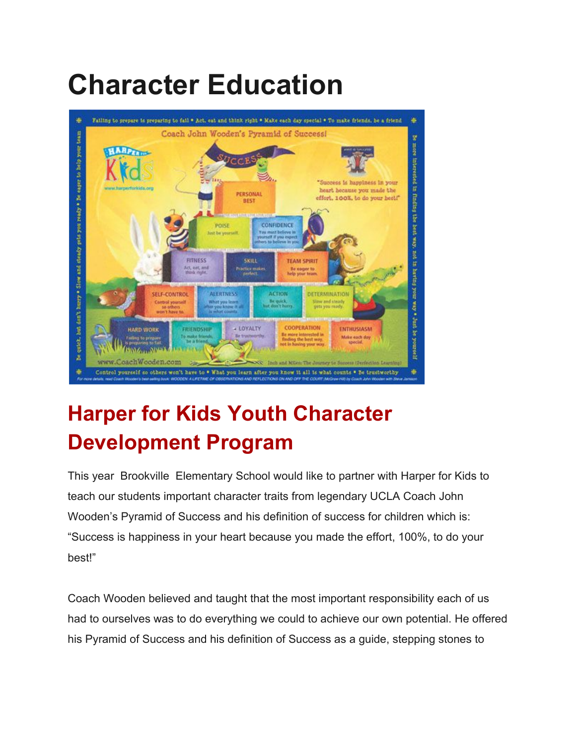# Character Education

## Harper for Kids Youth Character Development Program

This year Brookville Elementary School would like to partner with Harper for Kids to teach our students important character traits from legendary UCLA Coach John Wooden's Pyramid of Success and his definition of success for children which is: "Success is happiness in your heart because you made the effort, 100%, to do your best!"

Coach Wooden believed and taught that the most important responsibility each of us had to ourselves was to do everything we could to achieve our own potential. He offered his Pyramid of Success and his definition of Success as a guide, stepping stones to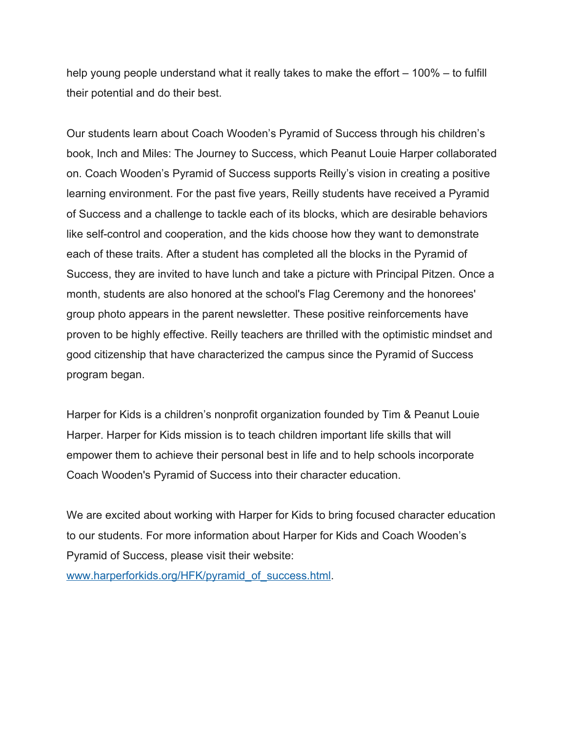help young people understand what it really takes to make the effort – 100% – to fulfill their potential and do their best.

Our students learn about Coach Wooden's Pyramid of Success through his children's book, Inch and Miles: The Journey to Success, which Peanut Louie Harper collaborated on. Coach Wooden's Pyramid of Success supports Reilly's vision in creating a positive learning environment. For the past five years, Reilly students have received a Pyramid of Success and a challenge to tackle each of its blocks, which are desirable behaviors like self-control and cooperation, and the kids choose how they want to demonstrate each of these traits. After a student has completed all the blocks in the Pyramid of Success, they are invited to have lunch and take a picture with Principal Pitzen. Once a month, students are also honored at the school's Flag Ceremony and the honorees' group photo appears in the parent newsletter. These positive reinforcements have proven to be highly effective. Reilly teachers are thrilled with the optimistic mindset and good citizenship that have characterized the campus since the Pyramid of Success program began.

Harper for Kids is a children's nonprofit organization founded by Tim & Peanut Louie Harper. Harper for Kids mission is to teach children important life skills that will empower them to achieve their personal best in life and to help schools incorporate Coach Wooden's Pyramid of Success into their character education.

We are excited about working with Harper for Kids to bring focused character education to our students. For more information about Harper for Kids and Coach Wooden's Pyramid of Success, please visit their website: [www.harperforkids.org/HFK/pyramid_of_success.html](www.harperforkids.org/HFK/pyramid_of_success.html).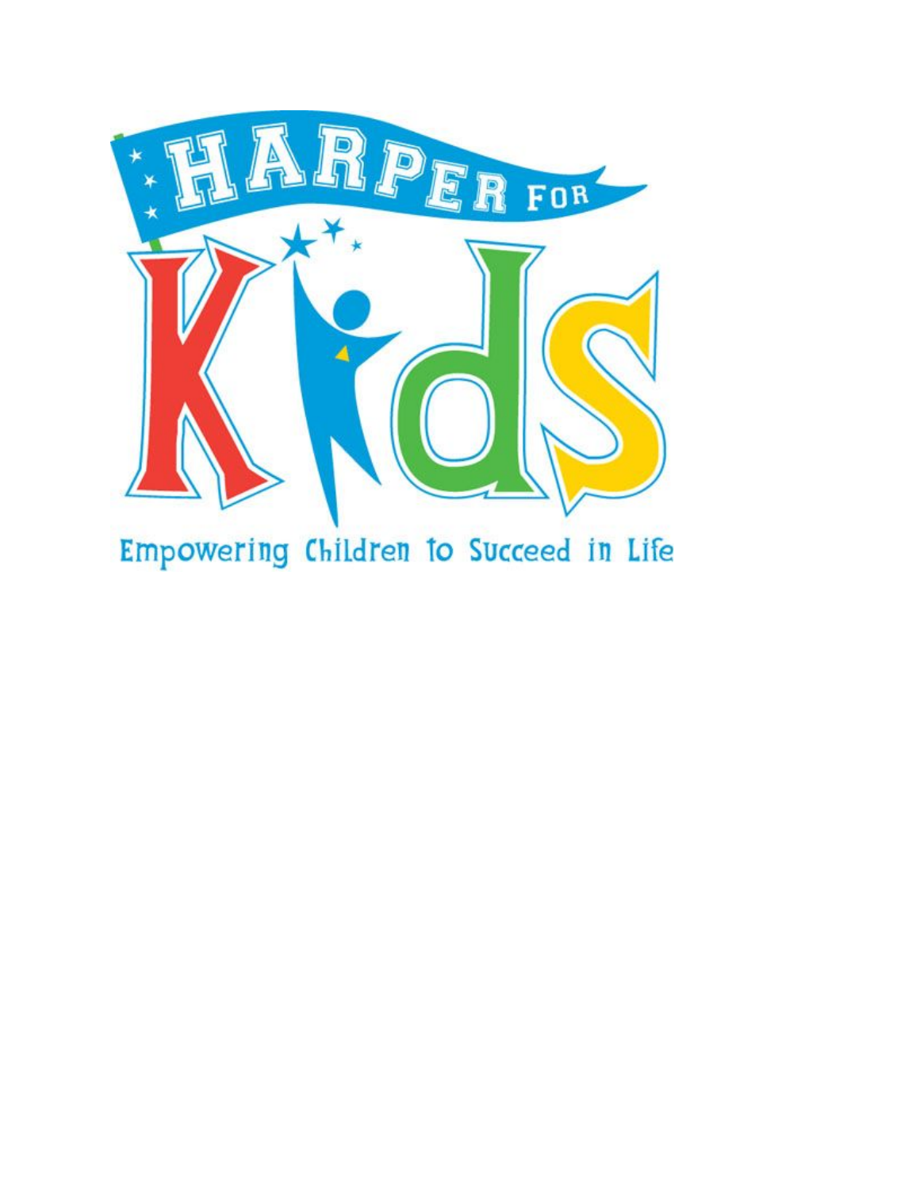HARPER FOR

Kids

Empowering Children to Succeed in Life